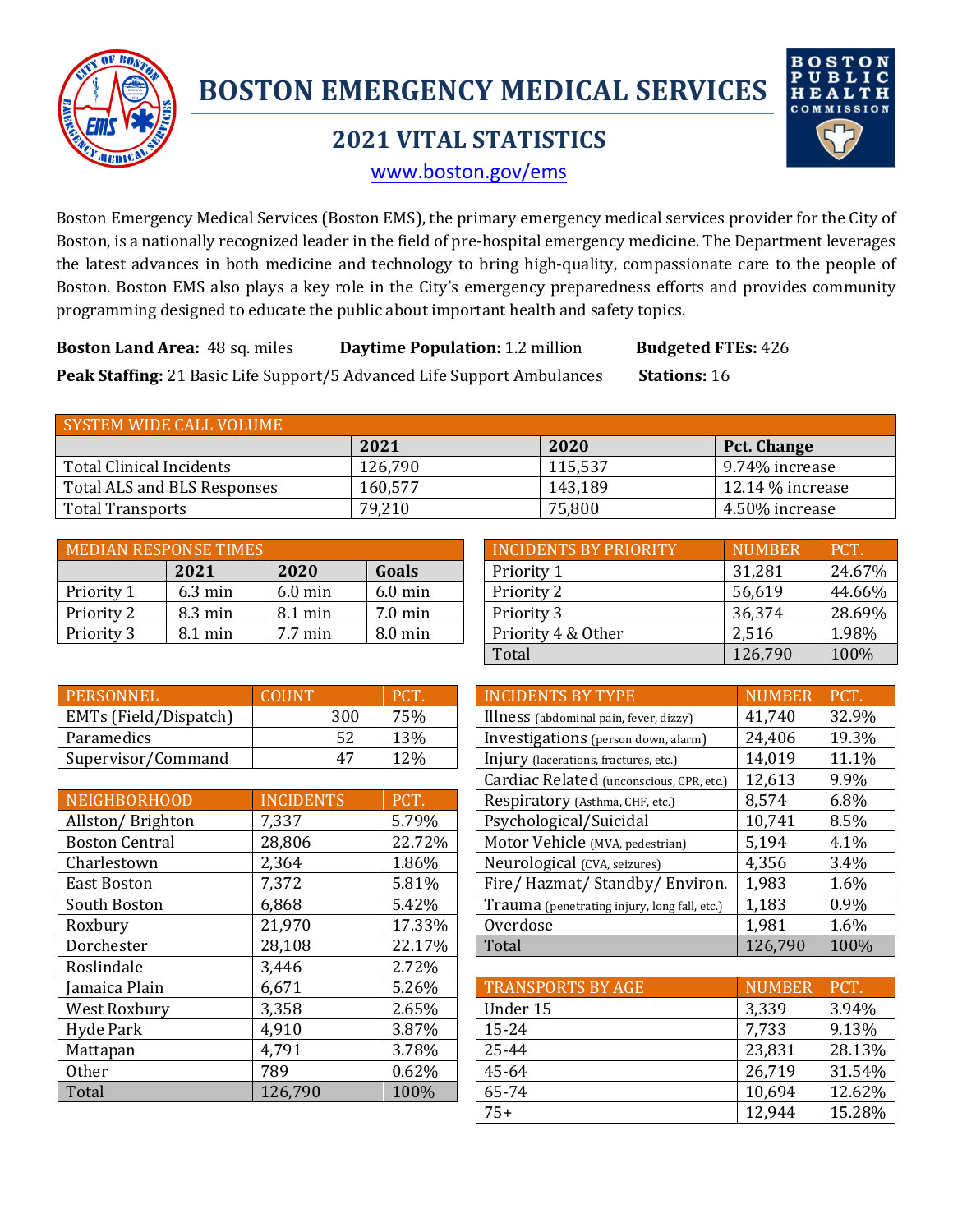# BOSTON EMERGENCY MEDICAL SERVICES

## 2021 VITAL STATISTICS

www.boston.gov/ems

Boston Emergency Medical Services (Boston EMS), the primary emergency medical services provider for the City of Boston, is a nationally recognized leader in the field of pre-hospital emergency medicine. The Department leverages the latest advances in both medicine and technology to bring high-quality, compassionate care to the people of Boston. Boston EMS also plays a key role in the City's emergency preparedness efforts and provides community programming designed to educate the public about important health and safety topics.

**Boston Land Area:** 48 sq. miles **Daytime Population:** 1.2 million **Budgeted FTEs:** 426

**Peak Staffing:** 21 Basic Life Support/5 Advanced Life Support Ambulances **Stations:** 16

| SYSTEM WIDE CALL VOLUME | 2021 | 2020 | Pct. Change |
|---|---|---|---|
| Total Clinical Incidents | 126,790 | 115,537 | 9.74% increase |
| Total ALS and BLS Responses | 160,577 | 143,189 | 12.14 % increase |
| Total Transports | 79,210 | 75,800 | 4.50% increase |

| MEDIAN RESPONSE TIMES | 2021 | 2020 | Goals |
|---|---|---|---|
| Priority 1 | 6.3 min | 6.0 min | 6.0 min |
| Priority 2 | 8.3 min | 8.1 min | 7.0 min |
| Priority 3 | 8.1 min | 7.7 min | 8.0 min |

| INCIDENTS BY PRIORITY | NUMBER | PCT. |
|---|---|---|
| Priority 1 | 31,281 | 24.67% |
| Priority 2 | 56,619 | 44.66% |
| Priority 3 | 36,374 | 28.69% |
| Priority 4 & Other | 2,516 | 1.98% |
| Total | 126,790 | 100% |

| PERSONNEL | COUNT | PCT. |
|---|---|---|
| EMTs (Field/Dispatch) | 300 | 75% |
| Paramedics | 52 | 13% |
| Supervisor/Command | 47 | 12% |

| INCIDENTS BY TYPE | NUMBER | PCT. |
|---|---|---|
| Illness (abdominal pain, fever, dizzy) | 41,740 | 32.9% |
| Investigations (person down, alarm) | 24,406 | 19.3% |
| Injury (lacerations, fractures, etc.) | 14,019 | 11.1% |
| Cardiac Related (unconscious, CPR, etc.) | 12,613 | 9.9% |
| Respiratory (Asthma, CHF, etc.) | 8,574 | 6.8% |
| Psychological/Suicidal | 10,741 | 8.5% |
| Motor Vehicle (MVA, pedestrian) | 5,194 | 4.1% |
| Neurological (CVA, seizures) | 4,356 | 3.4% |
| Fire/ Hazmat/ Standby/ Environ. | 1,983 | 1.6% |
| Trauma (penetrating injury, long fall, etc.) | 1,183 | 0.9% |
| Overdose | 1,981 | 1.6% |
| Total | 126,790 | 100% |

| NEIGHBORHOOD | INCIDENTS | PCT. |
|---|---|---|
| Allston/ Brighton | 7,337 | 5.79% |
| Boston Central | 28,806 | 22.72% |
| Charlestown | 2,364 | 1.86% |
| East Boston | 7,372 | 5.81% |
| South Boston | 6,868 | 5.42% |
| Roxbury | 21,970 | 17.33% |
| Dorchester | 28,108 | 22.17% |
| Roslindale | 3,446 | 2.72% |
| Jamaica Plain | 6,671 | 5.26% |
| West Roxbury | 3,358 | 2.65% |
| Hyde Park | 4,910 | 3.87% |
| Mattapan | 4,791 | 3.78% |
| Other | 789 | 0.62% |
| Total | 126,790 | 100% |

| TRANSPORTS BY AGE | NUMBER | PCT. |
|---|---|---|
| Under 15 | 3,339 | 3.94% |
| 15-24 | 7,733 | 9.13% |
| 25-44 | 23,831 | 28.13% |
| 45-64 | 26,719 | 31.54% |
| 65-74 | 10,694 | 12.62% |
| 75+ | 12,944 | 15.28% |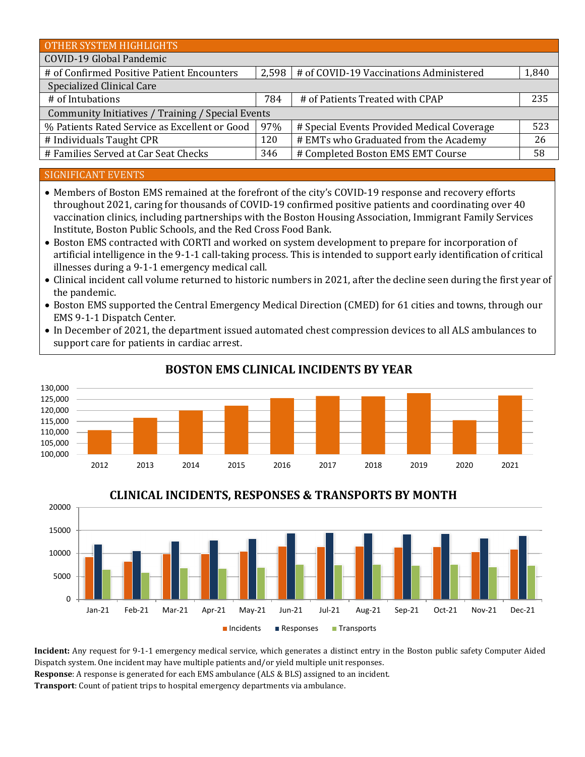| OTHER SYSTEM HIGHLIGHTS | | | |
|---|---|---|---|
| COVID-19 Global Pandemic | | | |
| # of Confirmed Positive Patient Encounters | 2,598 | # of COVID-19 Vaccinations Administered | 1,840 |
| Specialized Clinical Care | | | |
| # of Intubations | 784 | # of Patients Treated with CPAP | 235 |
| Community Initiatives / Training / Special Events | | | |
| % Patients Rated Service as Excellent or Good | 97% | # Special Events Provided Medical Coverage | 523 |
| # Individuals Taught CPR | 120 | # EMTs who Graduated from the Academy | 26 |
| # Families Served at Car Seat Checks | 346 | # Completed Boston EMS EMT Course | 58 |

## SIGNIFICANT EVENTS

- Members of Boston EMS remained at the forefront of the city's COVID-19 response and recovery efforts throughout 2021, caring for thousands of COVID-19 confirmed positive patients and coordinating over 40 vaccination clinics, including partnerships with the Boston Housing Association, Immigrant Family Services Institute, Boston Public Schools, and the Red Cross Food Bank.
- Boston EMS contracted with CORTI and worked on system development to prepare for incorporation of artificial intelligence in the 9-1-1 call-taking process. This is intended to support early identification of critical illnesses during a 9-1-1 emergency medical call.
- Clinical incident call volume returned to historic numbers in 2021, after the decline seen during the first year of the pandemic.
- Boston EMS supported the Central Emergency Medical Direction (CMED) for 61 cities and towns, through our EMS 9-1-1 Dispatch Center.
- In December of 2021, the department issued automated chest compression devices to all ALS ambulances to support care for patients in cardiac arrest.

## BOSTON EMS CLINICAL INCIDENTS BY YEAR

130,000
125,000
120,000
115,000
110,000
105,000
100,000

2012 2013 2014 2015 2016 2017 2018 2019 2020 2021

## CLINICAL INCIDENTS, RESPONSES & TRANSPORTS BY MONTH

20000
15000
10000
5000
0

Jan-21 Feb-21 Mar-21 Apr-21 May-21 Jun-21 Jul-21 Aug-21 Sep-21 Oct-21 Nov-21 Dec-21

Incidents Responses Transports

**Incident:** Any request for 9-1-1 emergency medical service, which generates a distinct entry in the Boston public safety Computer Aided Dispatch system. One incident may have multiple patients and/or yield multiple unit responses.

**Response**: A response is generated for each EMS ambulance (ALS & BLS) assigned to an incident.

**Transport**: Count of patient trips to hospital emergency departments via ambulance.